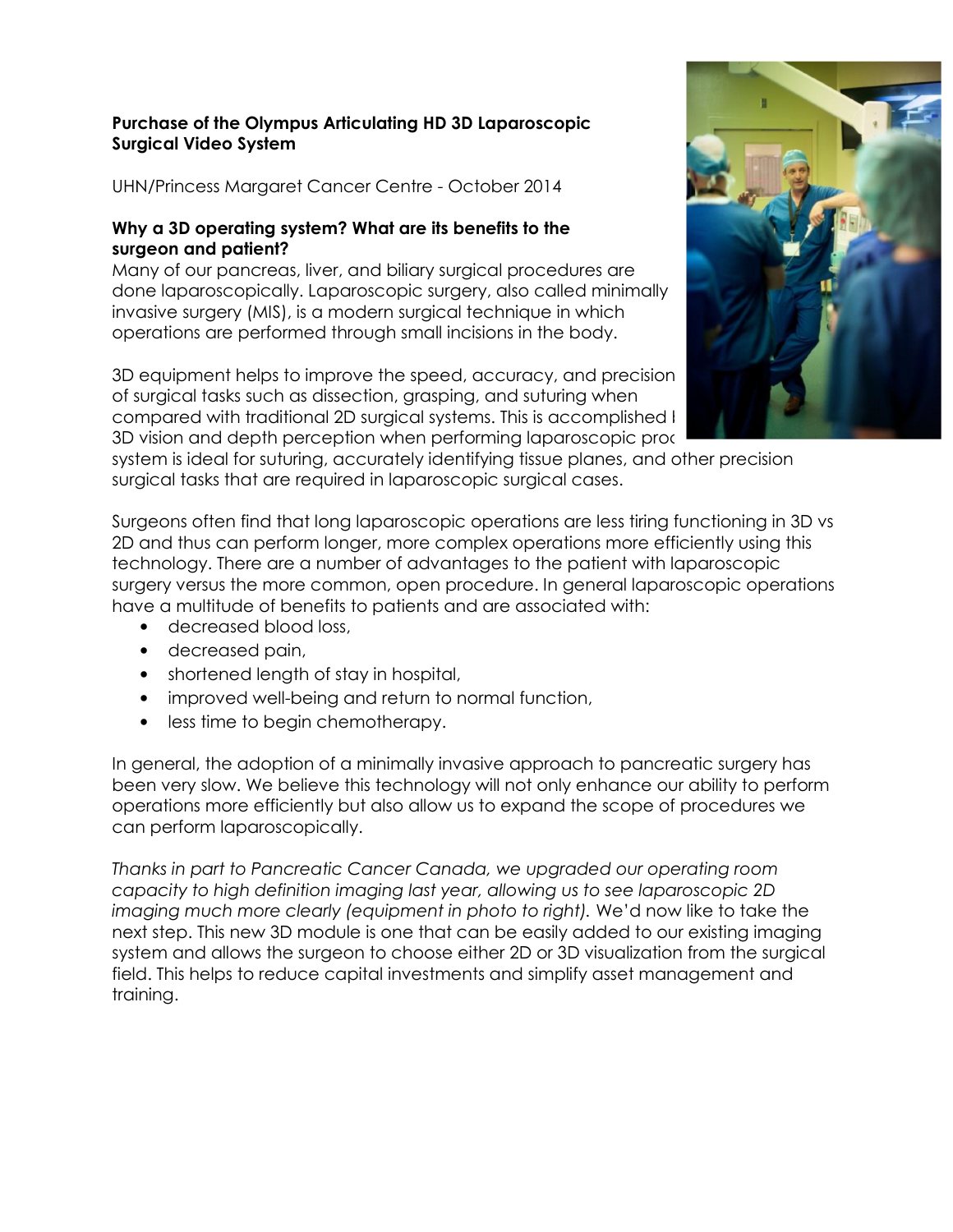**Purchase of the Olympus Articulating HD 3D Laparoscopic Surgical Video System**

UHN/Princess Margaret Cancer Centre - October 2014

**Why a 3D operating system? What are its benefits to the surgeon and patient?**

Many of our pancreas, liver, and biliary surgical procedures are done laparoscopically. Laparoscopic surgery, also called minimally invasive surgery (MIS), is a modern surgical technique in which operations are performed through small incisions in the body.

3D equipment helps to improve the speed, accuracy, and precision of surgical tasks such as dissection, grasping, and suturing when compared with traditional 2D surgical systems. This is accomplished I 3D vision and depth perception when performing laparoscopic proc system is ideal for suturing, accurately identifying tissue planes, and other precision surgical tasks that are required in laparoscopic surgical cases.

Surgeons often find that long laparoscopic operations are less tiring functioning in 3D vs 2D and thus can perform longer, more complex operations more efficiently using this technology. There are a number of advantages to the patient with laparoscopic surgery versus the more common, open procedure. In general laparoscopic operations have a multitude of benefits to patients and are associated with:

- decreased blood loss,
- decreased pain,
- shortened length of stay in hospital,
- improved well-being and return to normal function,
- less time to begin chemotherapy.

In general, the adoption of a minimally invasive approach to pancreatic surgery has been very slow. We believe this technology will not only enhance our ability to perform operations more efficiently but also allow us to expand the scope of procedures we can perform laparoscopically.

*Thanks in part to Pancreatic Cancer Canada, we upgraded our operating room capacity to high definition imaging last year, allowing us to see laparoscopic 2D imaging much more clearly (equipment in photo to right).* We'd now like to take the next step. This new 3D module is one that can be easily added to our existing imaging system and allows the surgeon to choose either 2D or 3D visualization from the surgical field. This helps to reduce capital investments and simplify asset management and training.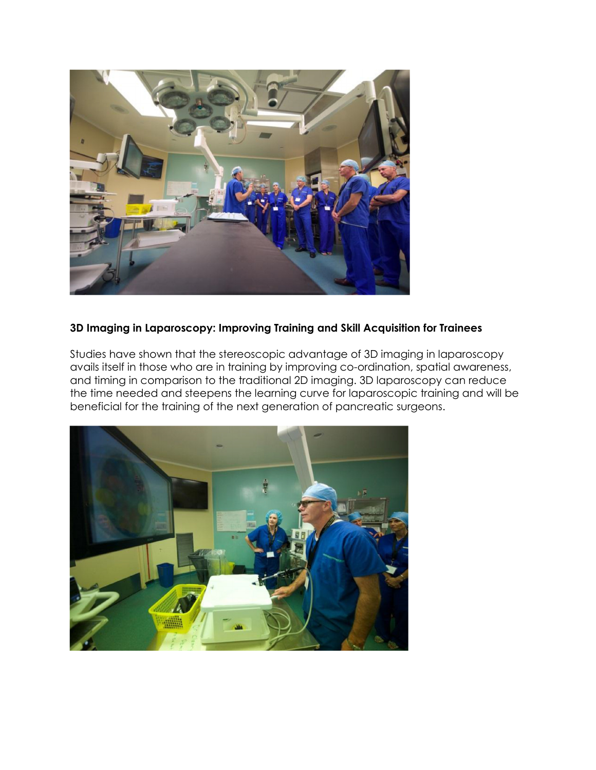**3D Imaging in Laparoscopy: Improving Training and Skill Acquisition for Trainees**

Studies have shown that the stereoscopic advantage of 3D imaging in laparoscopy avails itself in those who are in training by improving co-ordination, spatial awareness, and timing in comparison to the traditional 2D imaging. 3D laparoscopy can reduce the time needed and steepens the learning curve for laparoscopic training and will be beneficial for the training of the next generation of pancreatic surgeons.